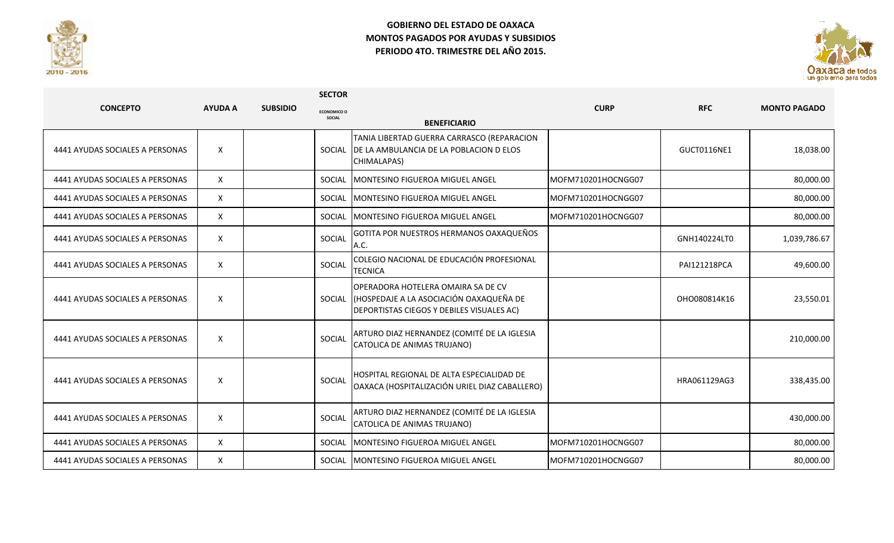**GOBIERNO DEL ESTADO DE OAXACA**
**MONTOS PAGADOS POR AYUDAS Y SUBSIDIOS**
**PERIODO 4TO. TRIMESTRE DEL AÑO 2015.**

| CONCEPTO | AYUDA A | SUBSIDIO | SECTOR ECONOMICO O SOCIAL | BENEFICIARIO | CURP | RFC | MONTO PAGADO |
|---|---|---|---|---|---|---|---|
| 4441 AYUDAS SOCIALES A PERSONAS | X | | SOCIAL | TANIA LIBERTAD GUERRA CARRASCO (REPARACION DE LA AMBULANCIA DE LA POBLACION D ELOS CHIMALAPAS) | | GUCT0116NE1 | 18,038.00 |
| 4441 AYUDAS SOCIALES A PERSONAS | X | | SOCIAL | MONTESINO FIGUEROA MIGUEL ANGEL | MOFM710201HOCNGG07 | | 80,000.00 |
| 4441 AYUDAS SOCIALES A PERSONAS | X | | SOCIAL | MONTESINO FIGUEROA MIGUEL ANGEL | MOFM710201HOCNGG07 | | 80,000.00 |
| 4441 AYUDAS SOCIALES A PERSONAS | X | | SOCIAL | MONTESINO FIGUEROA MIGUEL ANGEL | MOFM710201HOCNGG07 | | 80,000.00 |
| 4441 AYUDAS SOCIALES A PERSONAS | X | | SOCIAL | GOTITA POR NUESTROS HERMANOS OAXAQUEÑOS A.C. | | GNH140224LT0 | 1,039,786.67 |
| 4441 AYUDAS SOCIALES A PERSONAS | X | | SOCIAL | COLEGIO NACIONAL DE EDUCACIÓN PROFESIONAL TECNICA | | PAI121218PCA | 49,600.00 |
| 4441 AYUDAS SOCIALES A PERSONAS | X | | SOCIAL | OPERADORA HOTELERA OMAIRA SA DE CV (HOSPEDAJE A LA ASOCIACIÓN OAXAQUEÑA DE DEPORTISTAS CIEGOS Y DEBILES VISUALES AC) | | OHO080814K16 | 23,550.01 |
| 4441 AYUDAS SOCIALES A PERSONAS | X | | SOCIAL | ARTURO DIAZ HERNANDEZ (COMITÉ DE LA IGLESIA CATOLICA DE ANIMAS TRUJANO) | | | 210,000.00 |
| 4441 AYUDAS SOCIALES A PERSONAS | X | | SOCIAL | HOSPITAL REGIONAL DE ALTA ESPECIALIDAD DE OAXACA (HOSPITALIZACIÓN URIEL DIAZ CABALLERO) | | HRA061129AG3 | 338,435.00 |
| 4441 AYUDAS SOCIALES A PERSONAS | X | | SOCIAL | ARTURO DIAZ HERNANDEZ (COMITÉ DE LA IGLESIA CATOLICA DE ANIMAS TRUJANO) | | | 430,000.00 |
| 4441 AYUDAS SOCIALES A PERSONAS | X | | SOCIAL | MONTESINO FIGUEROA MIGUEL ANGEL | MOFM710201HOCNGG07 | | 80,000.00 |
| 4441 AYUDAS SOCIALES A PERSONAS | X | | SOCIAL | MONTESINO FIGUEROA MIGUEL ANGEL | MOFM710201HOCNGG07 | | 80,000.00 |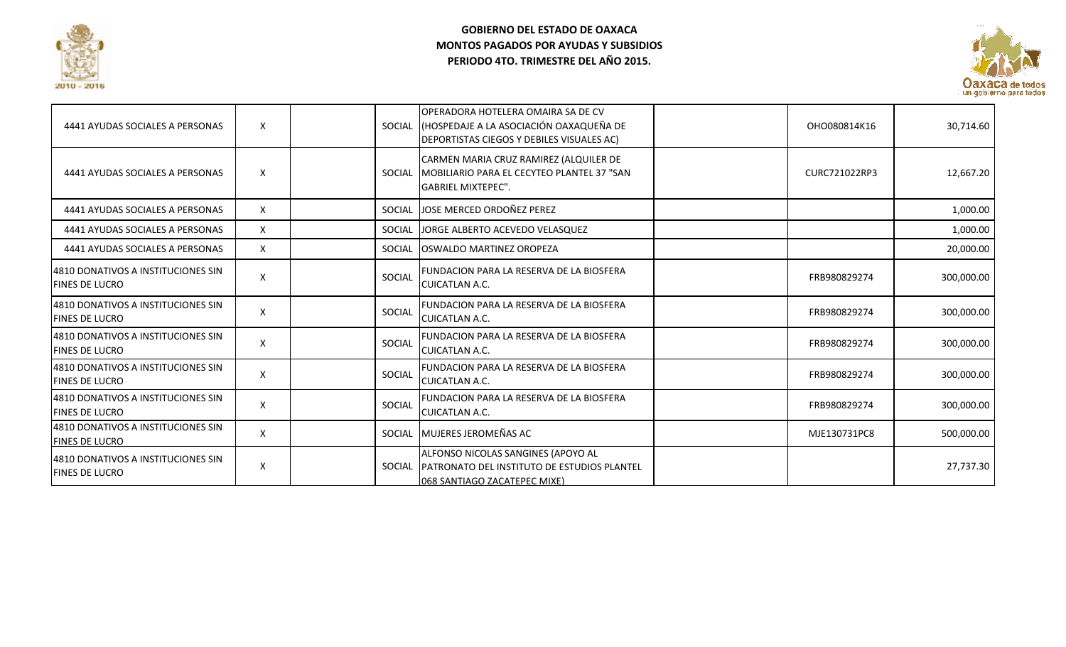# GOBIERNO DEL ESTADO DE OAXACA
## MONTOS PAGADOS POR AYUDAS Y SUBSIDIOS
## PERIODO 4TO. TRIMESTRE DEL AÑO 2015.

| | | | | | | | |
|---|---|---|---|---|---|---|---|
| 4441 AYUDAS SOCIALES A PERSONAS | X | | SOCIAL | OPERADORA HOTELERA OMAIRA SA DE CV (HOSPEDAJE A LA ASOCIACIÓN OAXAQUEÑA DE DEPORTISTAS CIEGOS Y DEBILES VISUALES AC) | | OHO080814K16 | 30,714.60 |
| 4441 AYUDAS SOCIALES A PERSONAS | X | | SOCIAL | CARMEN MARIA CRUZ RAMIREZ (ALQUILER DE MOBILIARIO PARA EL CECYTEO PLANTEL 37 "SAN GABRIEL MIXTEPEC". | | CURC721022RP3 | 12,667.20 |
| 4441 AYUDAS SOCIALES A PERSONAS | X | | SOCIAL | JOSE MERCED ORDOÑEZ PEREZ | | | 1,000.00 |
| 4441 AYUDAS SOCIALES A PERSONAS | X | | SOCIAL | JORGE ALBERTO ACEVEDO VELASQUEZ | | | 1,000.00 |
| 4441 AYUDAS SOCIALES A PERSONAS | X | | SOCIAL | OSWALDO MARTINEZ OROPEZA | | | 20,000.00 |
| 4810 DONATIVOS A INSTITUCIONES SIN FINES DE LUCRO | X | | SOCIAL | FUNDACION PARA LA RESERVA DE LA BIOSFERA CUICATLAN A.C. | | FRB980829274 | 300,000.00 |
| 4810 DONATIVOS A INSTITUCIONES SIN FINES DE LUCRO | X | | SOCIAL | FUNDACION PARA LA RESERVA DE LA BIOSFERA CUICATLAN A.C. | | FRB980829274 | 300,000.00 |
| 4810 DONATIVOS A INSTITUCIONES SIN FINES DE LUCRO | X | | SOCIAL | FUNDACION PARA LA RESERVA DE LA BIOSFERA CUICATLAN A.C. | | FRB980829274 | 300,000.00 |
| 4810 DONATIVOS A INSTITUCIONES SIN FINES DE LUCRO | X | | SOCIAL | FUNDACION PARA LA RESERVA DE LA BIOSFERA CUICATLAN A.C. | | FRB980829274 | 300,000.00 |
| 4810 DONATIVOS A INSTITUCIONES SIN FINES DE LUCRO | X | | SOCIAL | FUNDACION PARA LA RESERVA DE LA BIOSFERA CUICATLAN A.C. | | FRB980829274 | 300,000.00 |
| 4810 DONATIVOS A INSTITUCIONES SIN FINES DE LUCRO | X | | SOCIAL | MUJERES JEROMEÑAS AC | | MJE130731PC8 | 500,000.00 |
| 4810 DONATIVOS A INSTITUCIONES SIN FINES DE LUCRO | X | | SOCIAL | ALFONSO NICOLAS SANGINES (APOYO AL PATRONATO DEL INSTITUTO DE ESTUDIOS PLANTEL 068 SANTIAGO ZACATEPEC MIXE) | | | 27,737.30 |